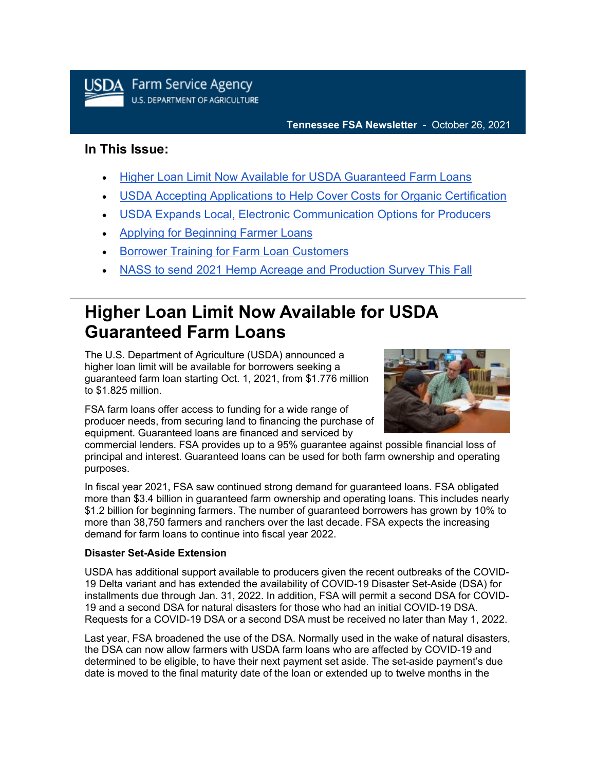USDA Farm Service Agency
U.S. DEPARTMENT OF AGRICULTURE

**Tennessee FSA Newsletter** - October 26, 2021

## In This Issue:

- Higher Loan Limit Now Available for USDA Guaranteed Farm Loans
- USDA Accepting Applications to Help Cover Costs for Organic Certification
- USDA Expands Local, Electronic Communication Options for Producers
- Applying for Beginning Farmer Loans
- Borrower Training for Farm Loan Customers
- NASS to send 2021 Hemp Acreage and Production Survey This Fall

# Higher Loan Limit Now Available for USDA Guaranteed Farm Loans

The U.S. Department of Agriculture (USDA) announced a higher loan limit will be available for borrowers seeking a guaranteed farm loan starting Oct. 1, 2021, from $1.776 million to $1.825 million.

FSA farm loans offer access to funding for a wide range of producer needs, from securing land to financing the purchase of equipment. Guaranteed loans are financed and serviced by commercial lenders. FSA provides up to a 95% guarantee against possible financial loss of principal and interest. Guaranteed loans can be used for both farm ownership and operating purposes.

In fiscal year 2021, FSA saw continued strong demand for guaranteed loans. FSA obligated more than $3.4 billion in guaranteed farm ownership and operating loans. This includes nearly $1.2 billion for beginning farmers. The number of guaranteed borrowers has grown by 10% to more than 38,750 farmers and ranchers over the last decade. FSA expects the increasing demand for farm loans to continue into fiscal year 2022.

**Disaster Set-Aside Extension**

USDA has additional support available to producers given the recent outbreaks of the COVID-19 Delta variant and has extended the availability of COVID-19 Disaster Set-Aside (DSA) for installments due through Jan. 31, 2022. In addition, FSA will permit a second DSA for COVID-19 and a second DSA for natural disasters for those who had an initial COVID-19 DSA. Requests for a COVID-19 DSA or a second DSA must be received no later than May 1, 2022.

Last year, FSA broadened the use of the DSA. Normally used in the wake of natural disasters, the DSA can now allow farmers with USDA farm loans who are affected by COVID-19 and determined to be eligible, to have their next payment set aside. The set-aside payment's due date is moved to the final maturity date of the loan or extended up to twelve months in the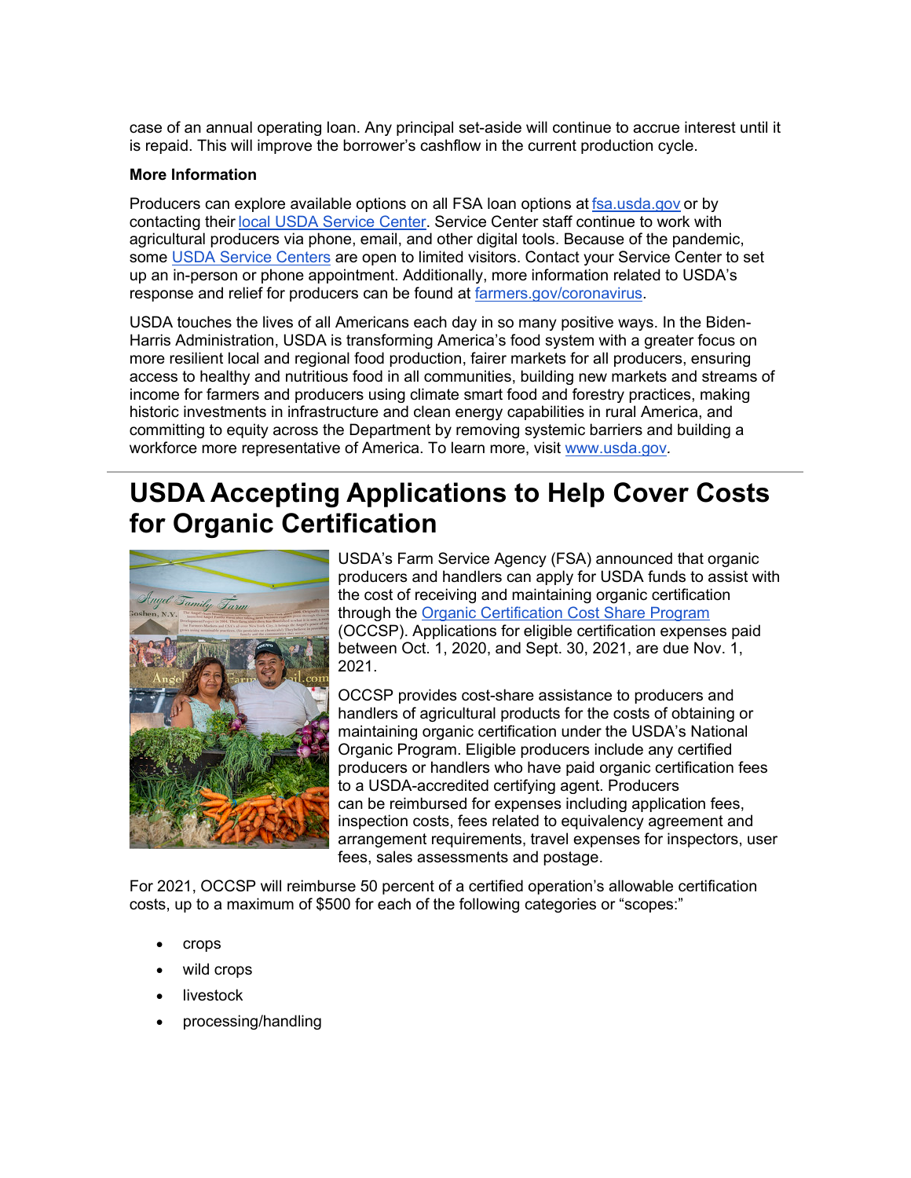case of an annual operating loan. Any principal set-aside will continue to accrue interest until it is repaid. This will improve the borrower's cashflow in the current production cycle.

**More Information**

Producers can explore available options on all FSA loan options at fsa.usda.gov or by contacting their local USDA Service Center. Service Center staff continue to work with agricultural producers via phone, email, and other digital tools. Because of the pandemic, some USDA Service Centers are open to limited visitors. Contact your Service Center to set up an in-person or phone appointment. Additionally, more information related to USDA's response and relief for producers can be found at farmers.gov/coronavirus.

USDA touches the lives of all Americans each day in so many positive ways. In the Biden-Harris Administration, USDA is transforming America's food system with a greater focus on more resilient local and regional food production, fairer markets for all producers, ensuring access to healthy and nutritious food in all communities, building new markets and streams of income for farmers and producers using climate smart food and forestry practices, making historic investments in infrastructure and clean energy capabilities in rural America, and committing to equity across the Department by removing systemic barriers and building a workforce more representative of America. To learn more, visit www.usda.gov.

# USDA Accepting Applications to Help Cover Costs for Organic Certification

USDA's Farm Service Agency (FSA) announced that organic producers and handlers can apply for USDA funds to assist with the cost of receiving and maintaining organic certification through the Organic Certification Cost Share Program (OCCSP). Applications for eligible certification expenses paid between Oct. 1, 2020, and Sept. 30, 2021, are due Nov. 1, 2021.

OCCSP provides cost-share assistance to producers and handlers of agricultural products for the costs of obtaining or maintaining organic certification under the USDA's National Organic Program. Eligible producers include any certified producers or handlers who have paid organic certification fees to a USDA-accredited certifying agent. Producers can be reimbursed for expenses including application fees, inspection costs, fees related to equivalency agreement and arrangement requirements, travel expenses for inspectors, user fees, sales assessments and postage.

For 2021, OCCSP will reimburse 50 percent of a certified operation's allowable certification costs, up to a maximum of $500 for each of the following categories or "scopes:"

- crops
- wild crops
- livestock
- processing/handling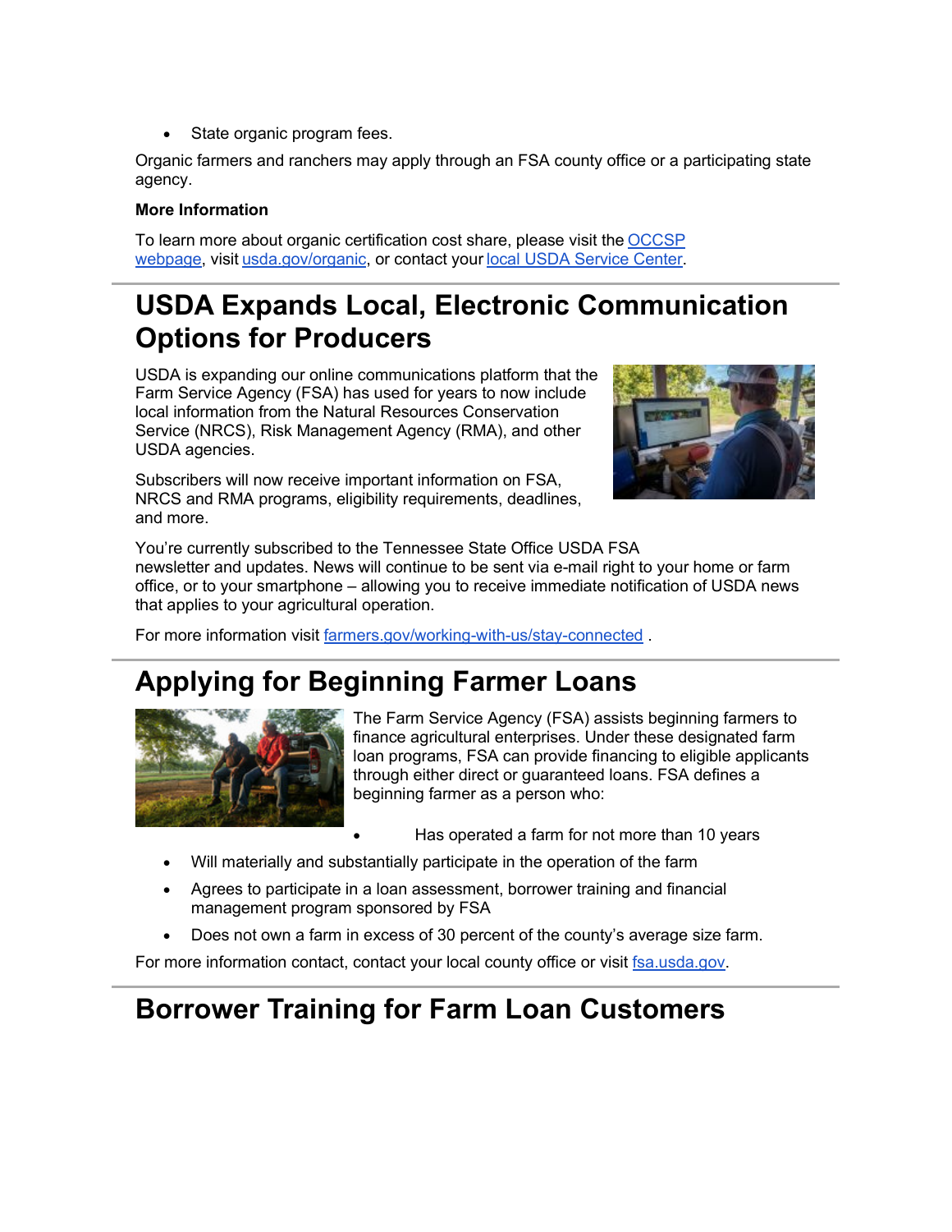- State organic program fees.

Organic farmers and ranchers may apply through an FSA county office or a participating state agency.

**More Information**

To learn more about organic certification cost share, please visit the OCCSP webpage, visit usda.gov/organic, or contact your local USDA Service Center.

# USDA Expands Local, Electronic Communication Options for Producers

USDA is expanding our online communications platform that the Farm Service Agency (FSA) has used for years to now include local information from the Natural Resources Conservation Service (NRCS), Risk Management Agency (RMA), and other USDA agencies.

Subscribers will now receive important information on FSA, NRCS and RMA programs, eligibility requirements, deadlines, and more.

You're currently subscribed to the Tennessee State Office USDA FSA newsletter and updates. News will continue to be sent via e-mail right to your home or farm office, or to your smartphone – allowing you to receive immediate notification of USDA news that applies to your agricultural operation.

For more information visit farmers.gov/working-with-us/stay-connected .

# Applying for Beginning Farmer Loans

The Farm Service Agency (FSA) assists beginning farmers to finance agricultural enterprises. Under these designated farm loan programs, FSA can provide financing to eligible applicants through either direct or guaranteed loans. FSA defines a beginning farmer as a person who:

- Has operated a farm for not more than 10 years
- Will materially and substantially participate in the operation of the farm
- Agrees to participate in a loan assessment, borrower training and financial management program sponsored by FSA
- Does not own a farm in excess of 30 percent of the county's average size farm.

For more information contact, contact your local county office or visit fsa.usda.gov.

# Borrower Training for Farm Loan Customers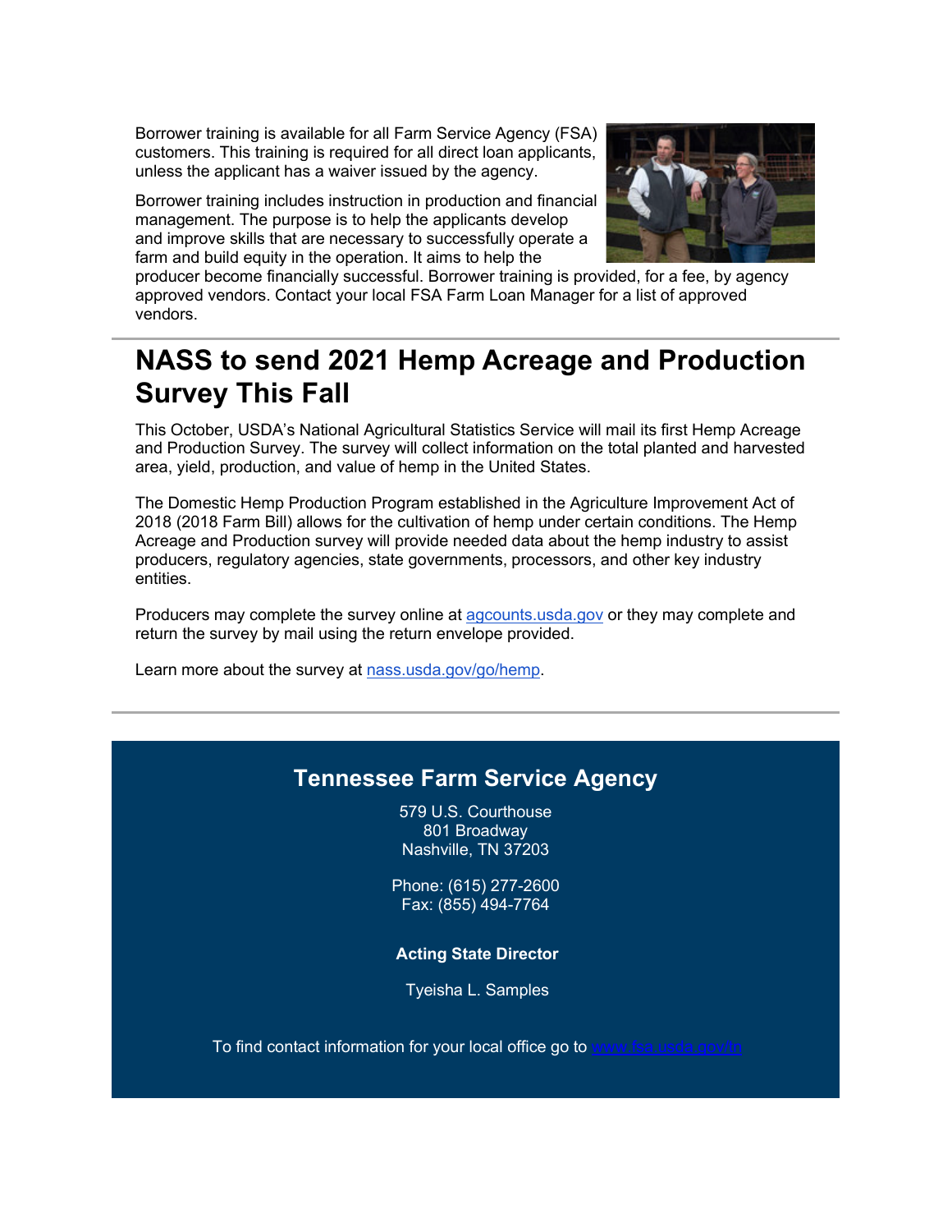Borrower training is available for all Farm Service Agency (FSA) customers. This training is required for all direct loan applicants, unless the applicant has a waiver issued by the agency.

Borrower training includes instruction in production and financial management. The purpose is to help the applicants develop and improve skills that are necessary to successfully operate a farm and build equity in the operation. It aims to help the producer become financially successful. Borrower training is provided, for a fee, by agency approved vendors. Contact your local FSA Farm Loan Manager for a list of approved vendors.

---

# NASS to send 2021 Hemp Acreage and Production Survey This Fall

This October, USDA's National Agricultural Statistics Service will mail its first Hemp Acreage and Production Survey. The survey will collect information on the total planted and harvested area, yield, production, and value of hemp in the United States.

The Domestic Hemp Production Program established in the Agriculture Improvement Act of 2018 (2018 Farm Bill) allows for the cultivation of hemp under certain conditions. The Hemp Acreage and Production survey will provide needed data about the hemp industry to assist producers, regulatory agencies, state governments, processors, and other key industry entities.

Producers may complete the survey online at [agcounts.usda.gov](agcounts.usda.gov) or they may complete and return the survey by mail using the return envelope provided.

Learn more about the survey at [nass.usda.gov/go/hemp](nass.usda.gov/go/hemp).

---

## Tennessee Farm Service Agency

579 U.S. Courthouse
801 Broadway
Nashville, TN 37203

Phone: (615) 277-2600
Fax: (855) 494-7764

**Acting State Director**

Tyeisha L. Samples

To find contact information for your local office go to [www.fsa.usda.gov/tn](www.fsa.usda.gov/tn)